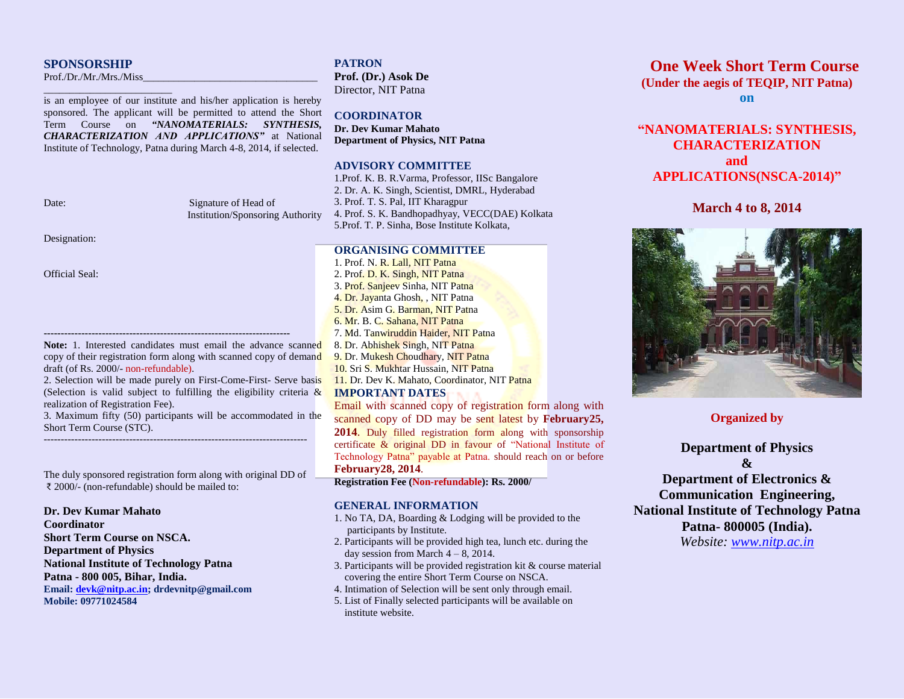## SPONSORSHIP

Prof./Dr./Mr./Mrs./Miss_________________________________

________________________

is an employee of our institute and his/her application is hereby sponsored. The applicant will be permitted to attend the Short Term Course on ***"NANOMATERIALS: SYNTHESIS, CHARACTERIZATION AND APPLICATIONS"*** at National Institute of Technology, Patna during March 4-8, 2014, if selected.

Date: Signature of Head of Institution/Sponsoring Authority

Designation:

Official Seal:

-----------------------------------------------------------------------

**Note:** 1. Interested candidates must email the advance scanned copy of their registration form along with scanned copy of demand draft (of Rs. 2000/- non-refundable).

2. Selection will be made purely on First-Come-First- Serve basis (Selection is valid subject to fulfilling the eligibility criteria & realization of Registration Fee).

3. Maximum fifty (50) participants will be accommodated in the Short Term Course (STC).

-----------------------------------------------------------------------

The duly sponsored registration form along with original DD of ₹ 2000/- (non-refundable) should be mailed to:

**Dr. Dev Kumar Mahato**
**Coordinator**
**Short Term Course on NSCA.**
**Department of Physics**
**National Institute of Technology Patna**
**Patna - 800 005, Bihar, India.**
**Email: devk@nitp.ac.in; drdevnitp@gmail.com**
**Mobile: 09771024584**

## PATRON

**Prof. (Dr.) Asok De**
Director, NIT Patna

## COORDINATOR

**Dr. Dev Kumar Mahato**
**Department of Physics, NIT Patna**

## ADVISORY COMMITTEE

1. Prof. K. B. R.Varma, Professor, IISc Bangalore
2. Dr. A. K. Singh, Scientist, DMRL, Hyderabad
3. Prof. T. S. Pal, IIT Kharagpur
4. Prof. S. K. Bandhopadhyay, VECC(DAE) Kolkata
5. Prof. T. P. Sinha, Bose Institute Kolkata,

## ORGANISING COMMITTEE

1. Prof. N. R. Lall, NIT Patna
2. Prof. D. K. Singh, NIT Patna
3. Prof. Sanjeev Sinha, NIT Patna
4. Dr. Jayanta Ghosh, , NIT Patna
5. Dr. Asim G. Barman, NIT Patna
6. Mr. B. C. Sahana, NIT Patna
7. Md. Tanwiruddin Haider, NIT Patna
8. Dr. Abhishek Singh, NIT Patna
9. Dr. Mukesh Choudhary, NIT Patna
10. Sri S. Mukhtar Hussain, NIT Patna
11. Dr. Dev K. Mahato, Coordinator, NIT Patna

## IMPORTANT DATES

Email with scanned copy of registration form along with scanned copy of DD may be sent latest by **February25, 2014**. Duly filled registration form along with sponsorship certificate & original DD in favour of "National Institute of Technology Patna" payable at Patna. should reach on or before **February28, 2014**.

**Registration Fee (Non-refundable): Rs. 2000/**

## GENERAL INFORMATION

1. No TA, DA, Boarding & Lodging will be provided to the participants by Institute.
2. Participants will be provided high tea, lunch etc. during the day session from March 4 – 8, 2014.
3. Participants will be provided registration kit & course material covering the entire Short Term Course on NSCA.
4. Intimation of Selection will be sent only through email.
5. List of Finally selected participants will be available on institute website.

# One Week Short Term Course

**(Under the aegis of TEQIP, NIT Patna)**

**on**

## "NANOMATERIALS: SYNTHESIS, CHARACTERIZATION and APPLICATIONS(NSCA-2014)"

**March 4 to 8, 2014**

**Organized by**

**Department of Physics**
**&**
**Department of Electronics & Communication Engineering,**
**National Institute of Technology Patna**
**Patna- 800005 (India).**
*Website: www.nitp.ac.in*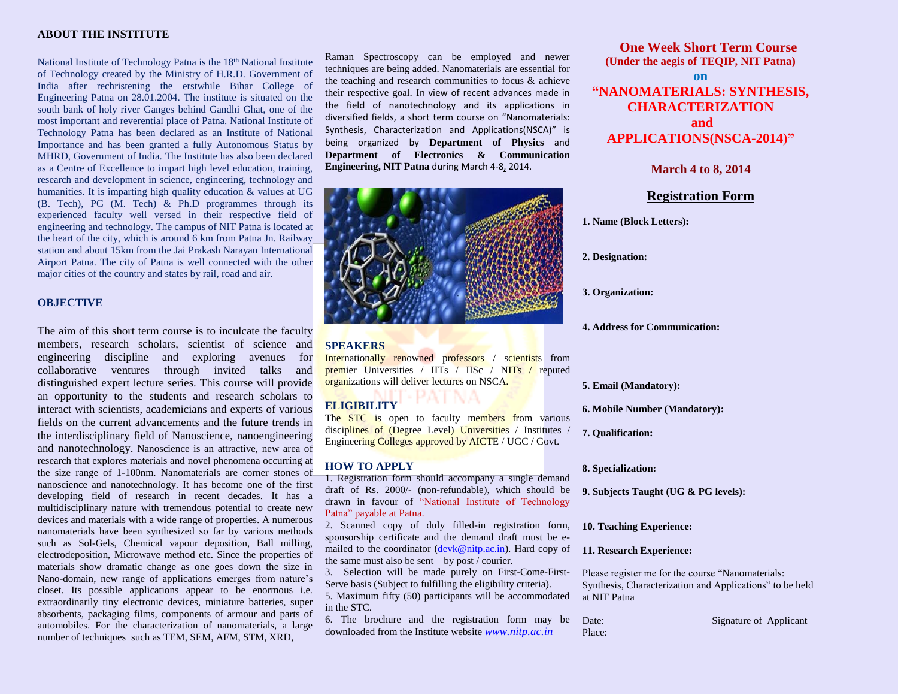## ABOUT THE INSTITUTE

National Institute of Technology Patna is the 18th National Institute of Technology created by the Ministry of H.R.D. Government of India after rechristening the erstwhile Bihar College of Engineering Patna on 28.01.2004. The institute is situated on the south bank of holy river Ganges behind Gandhi Ghat, one of the most important and reverential place of Patna. National Institute of Technology Patna has been declared as an Institute of National Importance and has been granted a fully Autonomous Status by MHRD, Government of India. The Institute has also been declared as a Centre of Excellence to impart high level education, training, research and development in science, engineering, technology and humanities. It is imparting high quality education & values at UG (B. Tech), PG (M. Tech) & Ph.D programmes through its experienced faculty well versed in their respective field of engineering and technology. The campus of NIT Patna is located at the heart of the city, which is around 6 km from Patna Jn. Railway station and about 15km from the Jai Prakash Narayan International Airport Patna. The city of Patna is well connected with the other major cities of the country and states by rail, road and air.

## OBJECTIVE

The aim of this short term course is to inculcate the faculty members, research scholars, scientist of science and engineering discipline and exploring avenues for collaborative ventures through invited talks and distinguished expert lecture series. This course will provide an opportunity to the students and research scholars to interact with scientists, academicians and experts of various fields on the current advancements and the future trends in the interdisciplinary field of Nanoscience, nanoengineering and nanotechnology. Nanoscience is an attractive, new area of research that explores materials and novel phenomena occurring at the size range of 1-100nm. Nanomaterials are corner stones of nanoscience and nanotechnology. It has become one of the first developing field of research in recent decades. It has a multidisciplinary nature with tremendous potential to create new devices and materials with a wide range of properties. A numerous nanomaterials have been synthesized so far by various methods such as Sol-Gels, Chemical vapour deposition, Ball milling, electrodeposition, Microwave method etc. Since the properties of materials show dramatic change as one goes down the size in Nano-domain, new range of applications emerges from nature's closet. Its possible applications appear to be enormous i.e. extraordinarily tiny electronic devices, miniature batteries, super absorbents, packaging films, components of armour and parts of automobiles. For the characterization of nanomaterials, a large number of techniques such as TEM, SEM, AFM, STM, XRD, Raman Spectroscopy can be employed and newer techniques are being added. Nanomaterials are essential for the teaching and research communities to focus & achieve their respective goal. In view of recent advances made in the field of nanotechnology and its applications in diversified fields, a short term course on "Nanomaterials: Synthesis, Characterization and Applications(NSCA)" is being organized by **Department of Physics** and **Department of Electronics & Communication Engineering, NIT Patna** during March 4-8, 2014.

## SPEAKERS

Internationally renowned professors / scientists from premier Universities / IITs / IISc / NITs / reputed organizations will deliver lectures on NSCA.

## ELIGIBILITY

The STC is open to faculty members from various disciplines of (Degree Level) Universities / Institutes / Engineering Colleges approved by AICTE / UGC / Govt.

## HOW TO APPLY

1. Registration form should accompany a single demand draft of Rs. 2000/- (non-refundable), which should be drawn in favour of "National Institute of Technology Patna" payable at Patna.
2. Scanned copy of duly filled-in registration form, sponsorship certificate and the demand draft must be e-mailed to the coordinator (devk@nitp.ac.in). Hard copy of the same must also be sent by post / courier.
3. Selection will be made purely on First-Come-First-Serve basis (Subject to fulfilling the eligibility criteria).
5. Maximum fifty (50) participants will be accommodated in the STC.
6. The brochure and the registration form may be downloaded from the Institute website *www.nitp.ac.in*

# One Week Short Term Course
**(Under the aegis of TEQIP, NIT Patna)**

**on**

# "NANOMATERIALS: SYNTHESIS, CHARACTERIZATION and APPLICATIONS(NSCA-2014)"

**March 4 to 8, 2014**

## Registration Form

**1. Name (Block Letters):**

**2. Designation:**

**3. Organization:**

**4. Address for Communication:**

**5. Email (Mandatory):**

**6. Mobile Number (Mandatory):**

**7. Qualification:**

**8. Specialization:**

**9. Subjects Taught (UG & PG levels):**

**10. Teaching Experience:**

**11. Research Experience:**

Please register me for the course "Nanomaterials: Synthesis, Characterization and Applications" to be held at NIT Patna

Date: Signature of Applicant

Place: